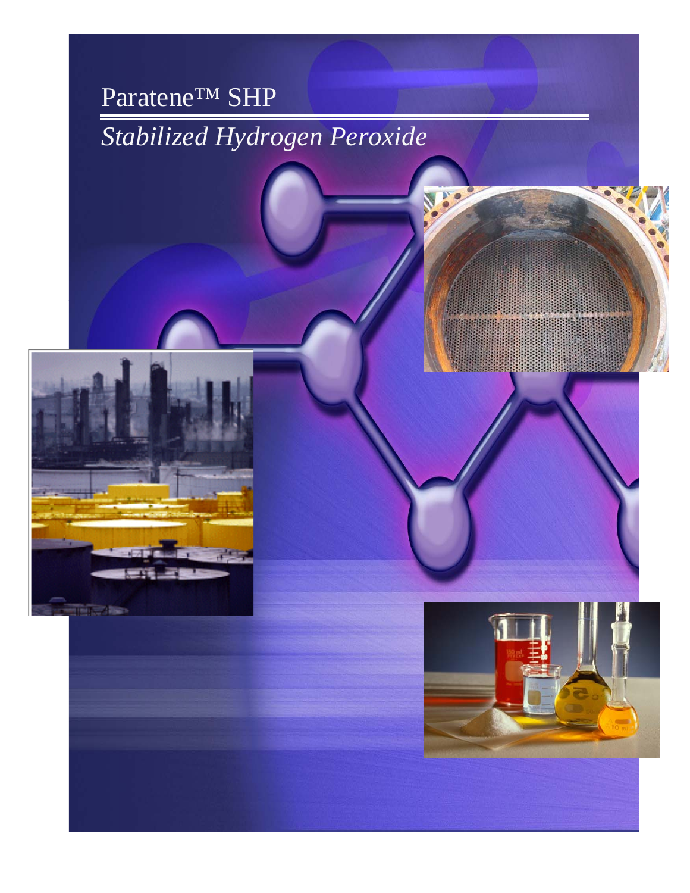# Paratene™ SHP

*Stabilized Hydrogen Peroxide*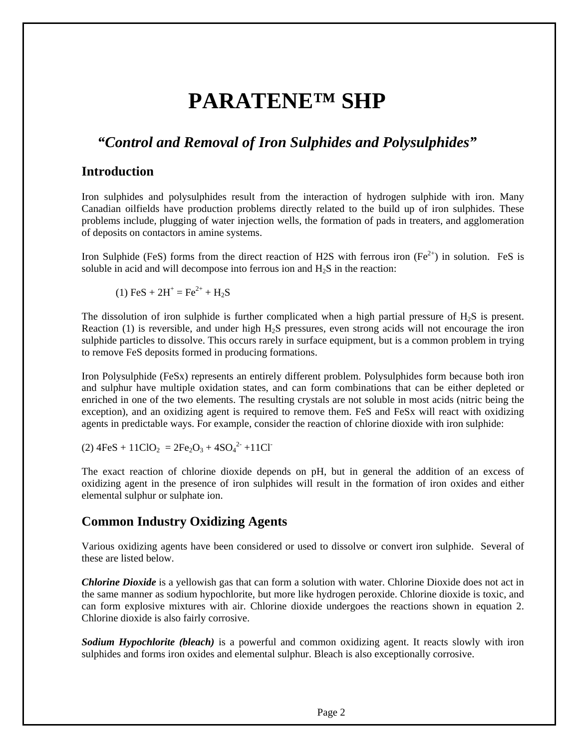# PARATENE™ SHP

## *"Control and Removal of Iron Sulphides and Polysulphides"*

### Introduction

Iron sulphides and polysulphides result from the interaction of hydrogen sulphide with iron. Many Canadian oilfields have production problems directly related to the build up of iron sulphides. These problems include, plugging of water injection wells, the formation of pads in treaters, and agglomeration of deposits on contactors in amine systems.

Iron Sulphide (FeS) forms from the direct reaction of H2S with ferrous iron ($Fe^{2+}$) in solution. FeS is soluble in acid and will decompose into ferrous ion and $H_2S$ in the reaction:

(1) $FeS + 2H^+ = Fe^{2+} + H_2S$

The dissolution of iron sulphide is further complicated when a high partial pressure of $H_2S$ is present. Reaction (1) is reversible, and under high $H_2S$ pressures, even strong acids will not encourage the iron sulphide particles to dissolve. This occurs rarely in surface equipment, but is a common problem in trying to remove FeS deposits formed in producing formations.

Iron Polysulphide (FeSx) represents an entirely different problem. Polysulphides form because both iron and sulphur have multiple oxidation states, and can form combinations that can be either depleted or enriched in one of the two elements. The resulting crystals are not soluble in most acids (nitric being the exception), and an oxidizing agent is required to remove them. FeS and FeSx will react with oxidizing agents in predictable ways. For example, consider the reaction of chlorine dioxide with iron sulphide:

(2) $4FeS + 11ClO_2 = 2Fe_2O_3 + 4SO_4^{2-} + 11Cl^-$

The exact reaction of chlorine dioxide depends on pH, but in general the addition of an excess of oxidizing agent in the presence of iron sulphides will result in the formation of iron oxides and either elemental sulphur or sulphate ion.

### Common Industry Oxidizing Agents

Various oxidizing agents have been considered or used to dissolve or convert iron sulphide. Several of these are listed below.

***Chlorine Dioxide*** is a yellowish gas that can form a solution with water. Chlorine Dioxide does not act in the same manner as sodium hypochlorite, but more like hydrogen peroxide. Chlorine dioxide is toxic, and can form explosive mixtures with air. Chlorine dioxide undergoes the reactions shown in equation 2. Chlorine dioxide is also fairly corrosive.

***Sodium Hypochlorite (bleach)*** is a powerful and common oxidizing agent. It reacts slowly with iron sulphides and forms iron oxides and elemental sulphur. Bleach is also exceptionally corrosive.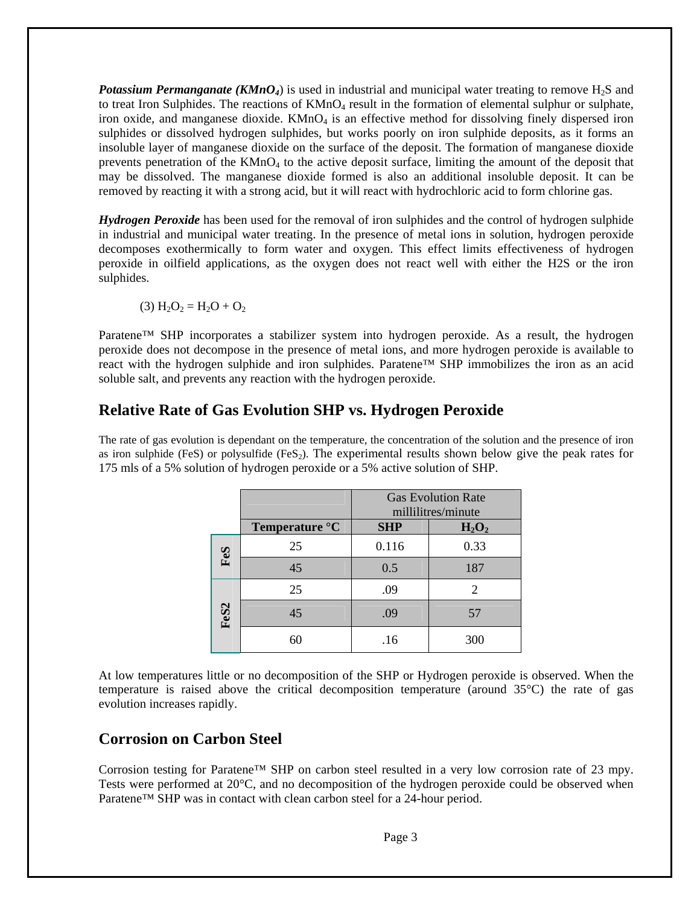***Potassium Permanganate ($KMnO_4$)*** is used in industrial and municipal water treating to remove $H_2S$ and to treat Iron Sulphides. The reactions of $KMnO_4$ result in the formation of elemental sulphur or sulphate, iron oxide, and manganese dioxide. $KMnO_4$ is an effective method for dissolving finely dispersed iron sulphides or dissolved hydrogen sulphides, but works poorly on iron sulphide deposits, as it forms an insoluble layer of manganese dioxide on the surface of the deposit. The formation of manganese dioxide prevents penetration of the $KMnO_4$ to the active deposit surface, limiting the amount of the deposit that may be dissolved. The manganese dioxide formed is also an additional insoluble deposit. It can be removed by reacting it with a strong acid, but it will react with hydrochloric acid to form chlorine gas.

***Hydrogen Peroxide*** has been used for the removal of iron sulphides and the control of hydrogen sulphide in industrial and municipal water treating. In the presence of metal ions in solution, hydrogen peroxide decomposes exothermically to form water and oxygen. This effect limits effectiveness of hydrogen peroxide in oilfield applications, as the oxygen does not react well with either the H2S or the iron sulphides.

(3) $H_2O_2 = H_2O + O_2$

Paratene™ SHP incorporates a stabilizer system into hydrogen peroxide. As a result, the hydrogen peroxide does not decompose in the presence of metal ions, and more hydrogen peroxide is available to react with the hydrogen sulphide and iron sulphides. Paratene™ SHP immobilizes the iron as an acid soluble salt, and prevents any reaction with the hydrogen peroxide.

## Relative Rate of Gas Evolution SHP vs. Hydrogen Peroxide

The rate of gas evolution is dependant on the temperature, the concentration of the solution and the presence of iron as iron sulphide (FeS) or polysulfide ($FeS_2$). The experimental results shown below give the peak rates for 175 mls of a 5% solution of hydrogen peroxide or a 5% active solution of SHP.

| | | Gas Evolution Rate millilitres/minute | |
|---|---|---|---|
| | **Temperature °C** | **SHP** | **$H_2O_2$** |
| **FeS** | 25 | 0.116 | 0.33 |
| | 45 | 0.5 | 187 |
| **FeS2** | 25 | .09 | 2 |
| | 45 | .09 | 57 |
| | 60 | .16 | 300 |

At low temperatures little or no decomposition of the SHP or Hydrogen peroxide is observed. When the temperature is raised above the critical decomposition temperature (around 35°C) the rate of gas evolution increases rapidly.

## Corrosion on Carbon Steel

Corrosion testing for Paratene™ SHP on carbon steel resulted in a very low corrosion rate of 23 mpy. Tests were performed at 20°C, and no decomposition of the hydrogen peroxide could be observed when Paratene™ SHP was in contact with clean carbon steel for a 24-hour period.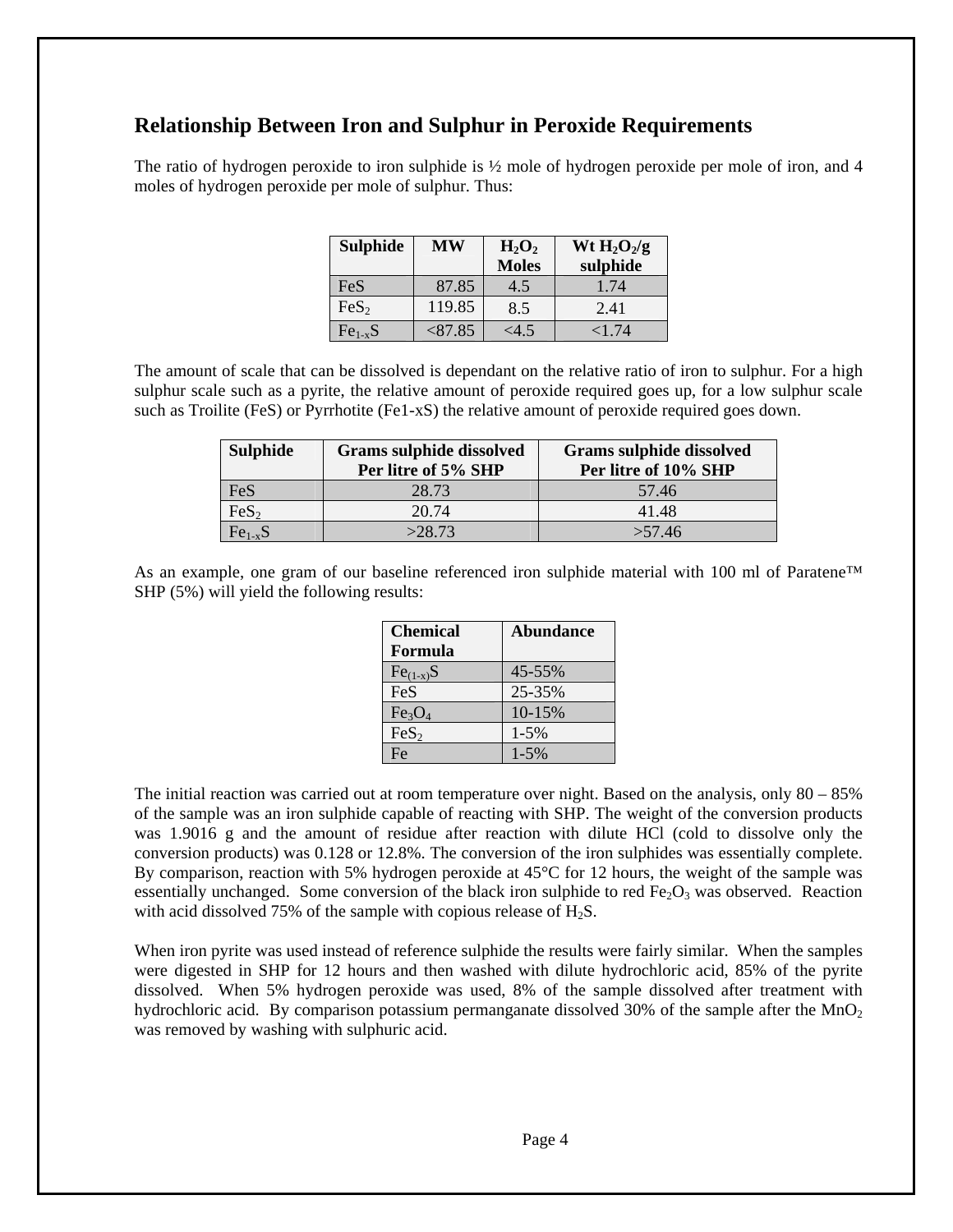## Relationship Between Iron and Sulphur in Peroxide Requirements

The ratio of hydrogen peroxide to iron sulphide is ½ mole of hydrogen peroxide per mole of iron, and 4 moles of hydrogen peroxide per mole of sulphur. Thus:

| Sulphide | MW | $H_2O_2$ Moles | Wt $H_2O_2$/g sulphide |
|---|---|---|---|
| FeS | 87.85 | 4.5 | 1.74 |
| $FeS_2$ | 119.85 | 8.5 | 2.41 |
| $Fe_{1-x}S$ | <87.85 | <4.5 | <1.74 |

The amount of scale that can be dissolved is dependant on the relative ratio of iron to sulphur. For a high sulphur scale such as a pyrite, the relative amount of peroxide required goes up, for a low sulphur scale such as Troilite (FeS) or Pyrrhotite (Fe1-xS) the relative amount of peroxide required goes down.

| Sulphide | Grams sulphide dissolved Per litre of 5% SHP | Grams sulphide dissolved Per litre of 10% SHP |
|---|---|---|
| FeS | 28.73 | 57.46 |
| $FeS_2$ | 20.74 | 41.48 |
| $Fe_{1-x}S$ | >28.73 | >57.46 |

As an example, one gram of our baseline referenced iron sulphide material with 100 ml of Paratene™ SHP (5%) will yield the following results:

| Chemical Formula | Abundance |
|---|---|
| $Fe_{(1-x)}S$ | 45-55% |
| FeS | 25-35% |
| $Fe_3O_4$ | 10-15% |
| $FeS_2$ | 1-5% |
| Fe | 1-5% |

The initial reaction was carried out at room temperature over night. Based on the analysis, only 80 – 85% of the sample was an iron sulphide capable of reacting with SHP. The weight of the conversion products was 1.9016 g and the amount of residue after reaction with dilute HCl (cold to dissolve only the conversion products) was 0.128 or 12.8%. The conversion of the iron sulphides was essentially complete. By comparison, reaction with 5% hydrogen peroxide at 45°C for 12 hours, the weight of the sample was essentially unchanged. Some conversion of the black iron sulphide to red $Fe_2O_3$ was observed. Reaction with acid dissolved 75% of the sample with copious release of $H_2S$.

When iron pyrite was used instead of reference sulphide the results were fairly similar. When the samples were digested in SHP for 12 hours and then washed with dilute hydrochloric acid, 85% of the pyrite dissolved. When 5% hydrogen peroxide was used, 8% of the sample dissolved after treatment with hydrochloric acid. By comparison potassium permanganate dissolved 30% of the sample after the $MnO_2$ was removed by washing with sulphuric acid.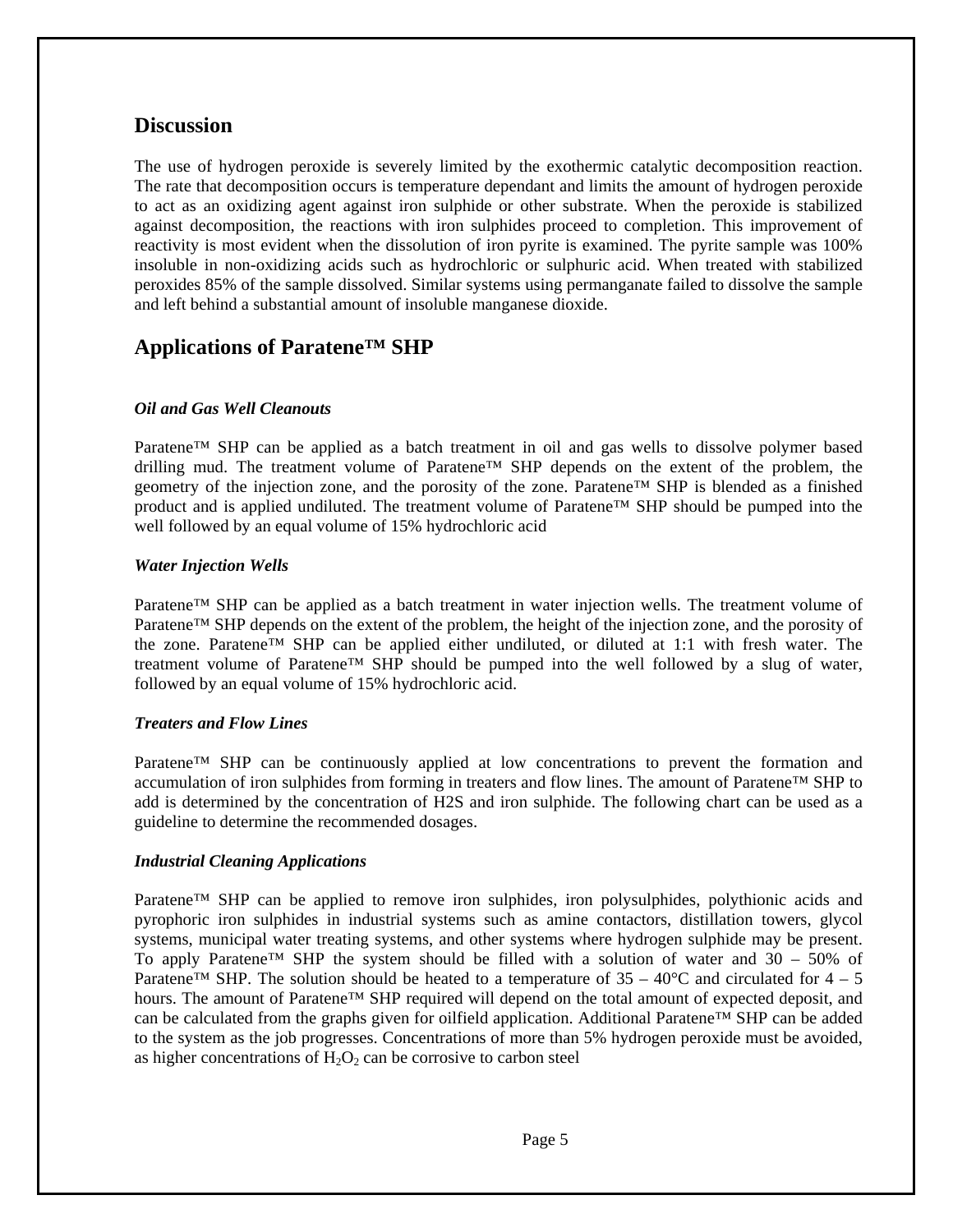## Discussion

The use of hydrogen peroxide is severely limited by the exothermic catalytic decomposition reaction. The rate that decomposition occurs is temperature dependant and limits the amount of hydrogen peroxide to act as an oxidizing agent against iron sulphide or other substrate. When the peroxide is stabilized against decomposition, the reactions with iron sulphides proceed to completion. This improvement of reactivity is most evident when the dissolution of iron pyrite is examined. The pyrite sample was 100% insoluble in non-oxidizing acids such as hydrochloric or sulphuric acid. When treated with stabilized peroxides 85% of the sample dissolved. Similar systems using permanganate failed to dissolve the sample and left behind a substantial amount of insoluble manganese dioxide.

## Applications of Paratene™ SHP

### *Oil and Gas Well Cleanouts*

Paratene™ SHP can be applied as a batch treatment in oil and gas wells to dissolve polymer based drilling mud. The treatment volume of Paratene™ SHP depends on the extent of the problem, the geometry of the injection zone, and the porosity of the zone. Paratene™ SHP is blended as a finished product and is applied undiluted. The treatment volume of Paratene™ SHP should be pumped into the well followed by an equal volume of 15% hydrochloric acid

### *Water Injection Wells*

Paratene™ SHP can be applied as a batch treatment in water injection wells. The treatment volume of Paratene™ SHP depends on the extent of the problem, the height of the injection zone, and the porosity of the zone. Paratene™ SHP can be applied either undiluted, or diluted at 1:1 with fresh water. The treatment volume of Paratene™ SHP should be pumped into the well followed by a slug of water, followed by an equal volume of 15% hydrochloric acid.

### *Treaters and Flow Lines*

Paratene™ SHP can be continuously applied at low concentrations to prevent the formation and accumulation of iron sulphides from forming in treaters and flow lines. The amount of Paratene™ SHP to add is determined by the concentration of H2S and iron sulphide. The following chart can be used as a guideline to determine the recommended dosages.

### *Industrial Cleaning Applications*

Paratene™ SHP can be applied to remove iron sulphides, iron polysulphides, polythionic acids and pyrophoric iron sulphides in industrial systems such as amine contactors, distillation towers, glycol systems, municipal water treating systems, and other systems where hydrogen sulphide may be present. To apply Paratene™ SHP the system should be filled with a solution of water and 30 – 50% of Paratene™ SHP. The solution should be heated to a temperature of 35 – 40°C and circulated for 4 – 5 hours. The amount of Paratene™ SHP required will depend on the total amount of expected deposit, and can be calculated from the graphs given for oilfield application. Additional Paratene™ SHP can be added to the system as the job progresses. Concentrations of more than 5% hydrogen peroxide must be avoided, as higher concentrations of $H_2O_2$ can be corrosive to carbon steel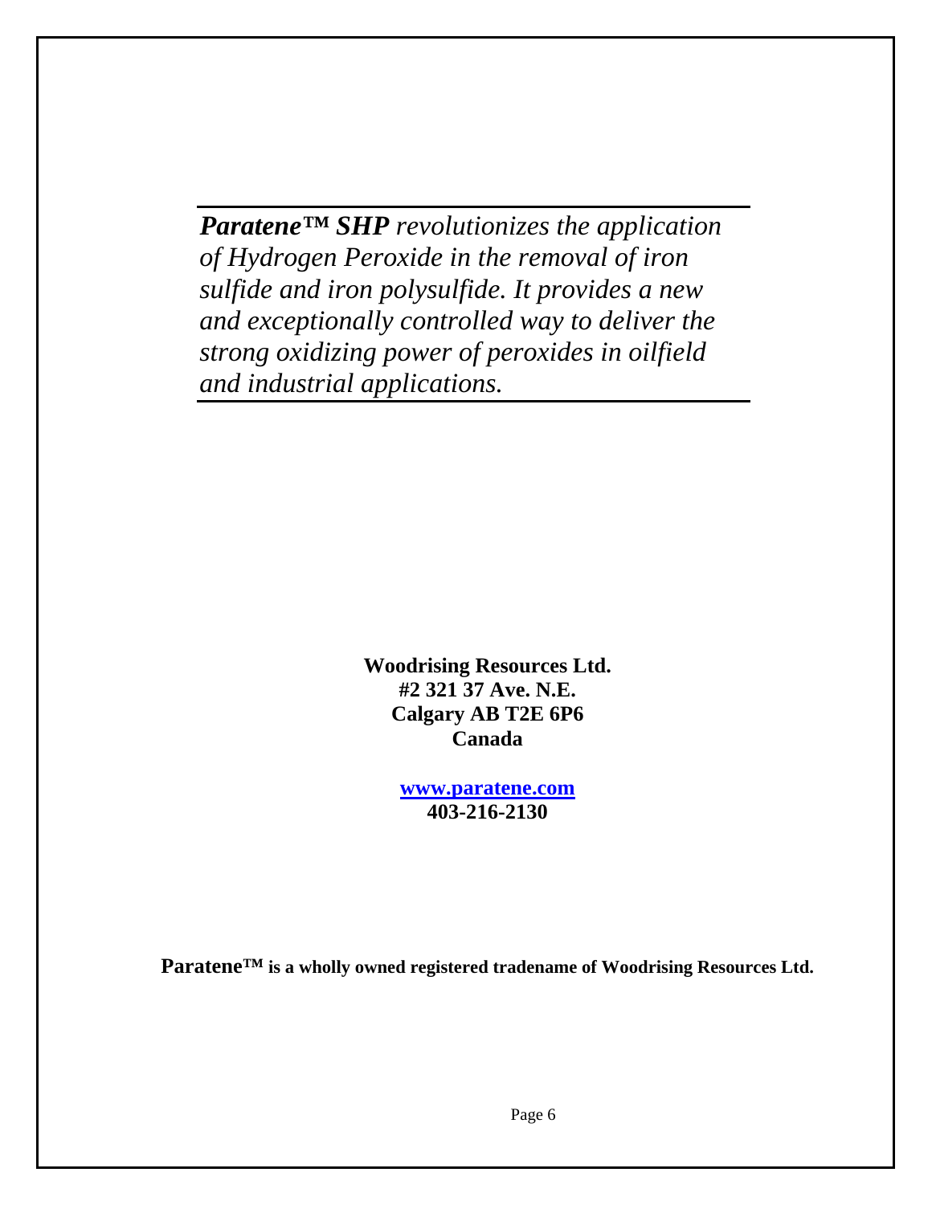***Paratene™ SHP** revolutionizes the application of Hydrogen Peroxide in the removal of iron sulfide and iron polysulfide. It provides a new and exceptionally controlled way to deliver the strong oxidizing power of peroxides in oilfield and industrial applications.*

**Woodrising Resources Ltd.**
**#2 321 37 Ave. N.E.**
**Calgary AB T2E 6P6**
**Canada**

**[www.paratene.com](http://www.paratene.com)**
**403-216-2130**

**Paratene™ is a wholly owned registered tradename of Woodrising Resources Ltd.**